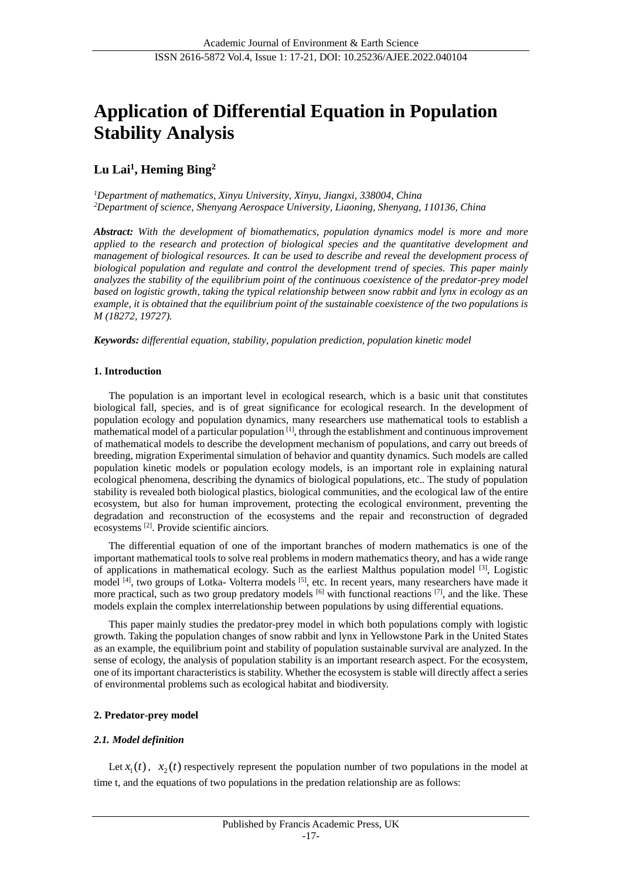# Application of Differential Equation in Population Stability Analysis

**Lu Lai[1], Heming Bing[2]**

*[1]Department of mathematics, Xinyu University, Xinyu, Jiangxi, 338004, China*
*[2]Department of science, Shenyang Aerospace University, Liaoning, Shenyang, 110136, China*

***Abstract:*** *With the development of biomathematics, population dynamics model is more and more applied to the research and protection of biological species and the quantitative development and management of biological resources. It can be used to describe and reveal the development process of biological population and regulate and control the development trend of species. This paper mainly analyzes the stability of the equilibrium point of the continuous coexistence of the predator-prey model based on logistic growth, taking the typical relationship between snow rabbit and lynx in ecology as an example, it is obtained that the equilibrium point of the sustainable coexistence of the two populations is M (18272, 19727).*

***Keywords:*** *differential equation, stability, population prediction, population kinetic model*

## 1. Introduction

The population is an important level in ecological research, which is a basic unit that constitutes biological fall, species, and is of great significance for ecological research. In the development of population ecology and population dynamics, many researchers use mathematical tools to establish a mathematical model of a particular population [1], through the establishment and continuous improvement of mathematical models to describe the development mechanism of populations, and carry out breeds of breeding, migration Experimental simulation of behavior and quantity dynamics. Such models are called population kinetic models or population ecology models, is an important role in explaining natural ecological phenomena, describing the dynamics of biological populations, etc.. The study of population stability is revealed both biological plastics, biological communities, and the ecological law of the entire ecosystem, but also for human improvement, protecting the ecological environment, preventing the degradation and reconstruction of the ecosystems and the repair and reconstruction of degraded ecosystems [2]. Provide scientific anciors.

The differential equation of one of the important branches of modern mathematics is one of the important mathematical tools to solve real problems in modern mathematics theory, and has a wide range of applications in mathematical ecology. Such as the earliest Malthus population model [3], Logistic model [4], two groups of Lotka- Volterra models [5], etc. In recent years, many researchers have made it more practical, such as two group predatory models [6] with functional reactions [7], and the like. These models explain the complex interrelationship between populations by using differential equations.

This paper mainly studies the predator-prey model in which both populations comply with logistic growth. Taking the population changes of snow rabbit and lynx in Yellowstone Park in the United States as an example, the equilibrium point and stability of population sustainable survival are analyzed. In the sense of ecology, the analysis of population stability is an important research aspect. For the ecosystem, one of its important characteristics is stability. Whether the ecosystem is stable will directly affect a series of environmental problems such as ecological habitat and biodiversity.

## 2. Predator-prey model

### *2.1. Model definition*

Let $x_1(t)$, $x_2(t)$ respectively represent the population number of two populations in the model at time t, and the equations of two populations in the predation relationship are as follows: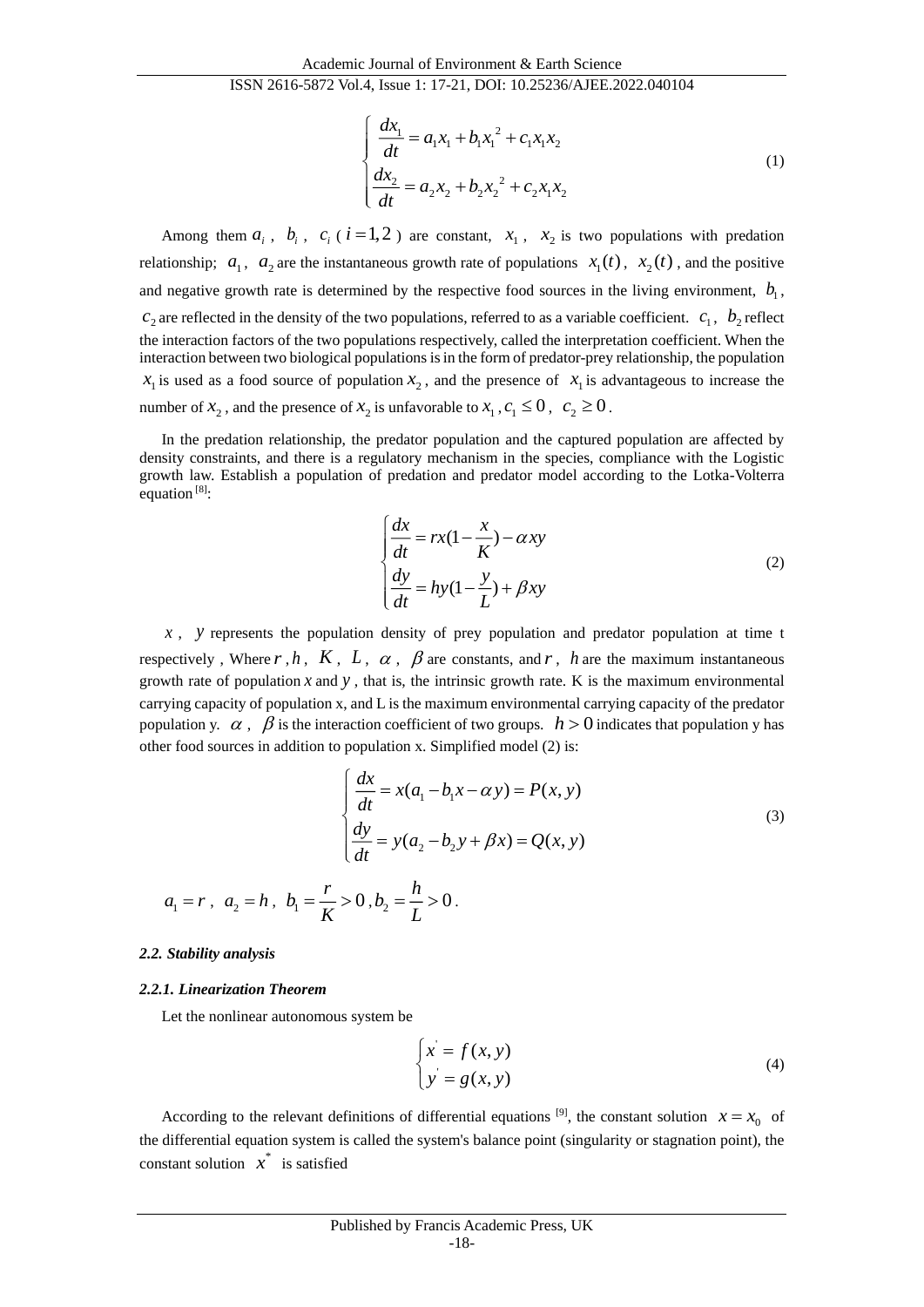$$
\begin{cases}
\dfrac{dx_1}{dt} = a_1 x_1 + b_1 {x_1}^2 + c_1 x_1 x_2 \\
\dfrac{dx_2}{dt} = a_2 x_2 + b_2 {x_2}^2 + c_2 x_1 x_2
\end{cases}
\tag{1}
$$

Among them $a_i$ , $b_i$ , $c_i$ ( $i=1,2$ ) are constant, $x_1$ , $x_2$ is two populations with predation relationship; $a_1$ , $a_2$ are the instantaneous growth rate of populations $x_1(t)$ , $x_2(t)$ , and the positive and negative growth rate is determined by the respective food sources in the living environment, $b_1$ , $c_2$ are reflected in the density of the two populations, referred to as a variable coefficient. $c_1$ , $b_2$ reflect the interaction factors of the two populations respectively, called the interpretation coefficient. When the interaction between two biological populations is in the form of predator-prey relationship, the population $x_1$ is used as a food source of population $x_2$ , and the presence of $x_1$ is advantageous to increase the number of $x_2$ , and the presence of $x_2$ is unfavorable to $x_1$ , $c_1 \le 0$ , $c_2 \ge 0$ .

In the predation relationship, the predator population and the captured population are affected by density constraints, and there is a regulatory mechanism in the species, compliance with the Logistic growth law. Establish a population of predation and predator model according to the Lotka-Volterra equation [8]:

$$
\begin{cases}
\dfrac{dx}{dt} = rx(1-\dfrac{x}{K}) - \alpha xy \\
\dfrac{dy}{dt} = hy(1-\dfrac{y}{L}) + \beta xy
\end{cases}
\tag{2}
$$

$x$ , $y$ represents the population density of prey population and predator population at time t respectively , Where $r$ , $h$ , $K$ , $L$ , $\alpha$ , $\beta$ are constants, and $r$ , $h$ are the maximum instantaneous growth rate of population $x$ and $y$ , that is, the intrinsic growth rate. K is the maximum environmental carrying capacity of population x, and L is the maximum environmental carrying capacity of the predator population y. $\alpha$ , $\beta$ is the interaction coefficient of two groups. $h > 0$ indicates that population y has other food sources in addition to population x. Simplified model (2) is:

$$
\begin{cases}
\dfrac{dx}{dt} = x(a_1 - b_1 x - \alpha y) = P(x,y) \\
\dfrac{dy}{dt} = y(a_2 - b_2 y + \beta x) = Q(x,y)
\end{cases}
\tag{3}
$$

$a_1 = r$ , $a_2 = h$ , $b_1 = \dfrac{r}{K} > 0$ , $b_2 = \dfrac{h}{L} > 0$ .

### *2.2. Stability analysis*

#### *2.2.1. Linearization Theorem*

Let the nonlinear autonomous system be

$$
\begin{cases}
x' = f(x,y) \\
y' = g(x,y)
\end{cases}
\tag{4}
$$

According to the relevant definitions of differential equations [9], the constant solution $x = x_0$ of the differential equation system is called the system's balance point (singularity or stagnation point), the constant solution $x^*$ is satisfied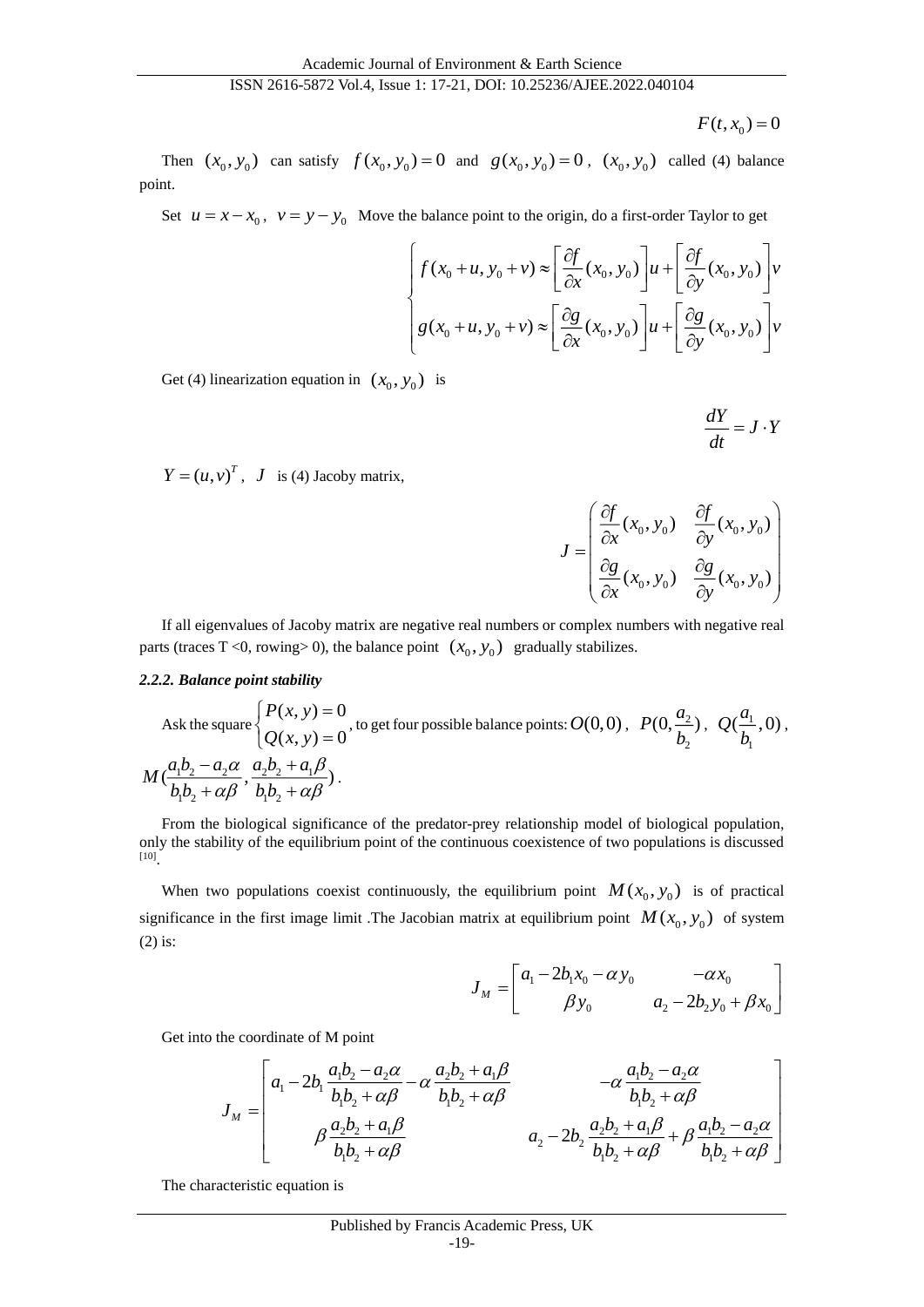$$F(t, x_0) = 0$$

Then $(x_0, y_0)$ can satisfy $f(x_0, y_0) = 0$ and $g(x_0, y_0) = 0$, $(x_0, y_0)$ called (4) balance point.

Set $u = x - x_0$, $v = y - y_0$ Move the balance point to the origin, do a first-order Taylor to get

$$\begin{cases} f(x_0 + u, y_0 + v) \approx \left[ \dfrac{\partial f}{\partial x}(x_0, y_0) \right] u + \left[ \dfrac{\partial f}{\partial y}(x_0, y_0) \right] v \\ g(x_0 + u, y_0 + v) \approx \left[ \dfrac{\partial g}{\partial x}(x_0, y_0) \right] u + \left[ \dfrac{\partial g}{\partial y}(x_0, y_0) \right] v \end{cases}$$

Get (4) linearization equation in $(x_0, y_0)$ is

$$\frac{dY}{dt} = J \cdot Y$$

$Y = (u, v)^T$, $J$ is (4) Jacoby matrix,

$$J = \begin{pmatrix} \dfrac{\partial f}{\partial x}(x_0, y_0) & \dfrac{\partial f}{\partial y}(x_0, y_0) \\ \dfrac{\partial g}{\partial x}(x_0, y_0) & \dfrac{\partial g}{\partial y}(x_0, y_0) \end{pmatrix}$$

If all eigenvalues of Jacoby matrix are negative real numbers or complex numbers with negative real parts (traces T <0, rowing> 0), the balance point $(x_0, y_0)$ gradually stabilizes.

### *2.2.2. Balance point stability*

Ask the square $\begin{cases} P(x, y) = 0 \\ Q(x, y) = 0 \end{cases}$, to get four possible balance points: $O(0,0)$, $P(0, \dfrac{a_2}{b_2})$, $Q(\dfrac{a_1}{b_1}, 0)$, $M(\dfrac{a_1 b_2 - a_2 \alpha}{b_1 b_2 + \alpha\beta}, \dfrac{a_2 b_2 + a_1 \beta}{b_1 b_2 + \alpha\beta})$.

From the biological significance of the predator-prey relationship model of biological population, only the stability of the equilibrium point of the continuous coexistence of two populations is discussed [10].

When two populations coexist continuously, the equilibrium point $M(x_0, y_0)$ is of practical significance in the first image limit .The Jacobian matrix at equilibrium point $M(x_0, y_0)$ of system (2) is:

$$J_M = \begin{bmatrix} a_1 - 2b_1 x_0 - \alpha y_0 & -\alpha x_0 \\ \beta y_0 & a_2 - 2b_2 y_0 + \beta x_0 \end{bmatrix}$$

Get into the coordinate of M point

$$J_M = \begin{bmatrix} a_1 - 2b_1 \dfrac{a_1 b_2 - a_2 \alpha}{b_1 b_2 + \alpha\beta} - \alpha \dfrac{a_2 b_2 + a_1 \beta}{b_1 b_2 + \alpha\beta} & -\alpha \dfrac{a_1 b_2 - a_2 \alpha}{b_1 b_2 + \alpha\beta} \\ \beta \dfrac{a_2 b_2 + a_1 \beta}{b_1 b_2 + \alpha\beta} & a_2 - 2b_2 \dfrac{a_2 b_2 + a_1 \beta}{b_1 b_2 + \alpha\beta} + \beta \dfrac{a_1 b_2 - a_2 \alpha}{b_1 b_2 + \alpha\beta} \end{bmatrix}$$

The characteristic equation is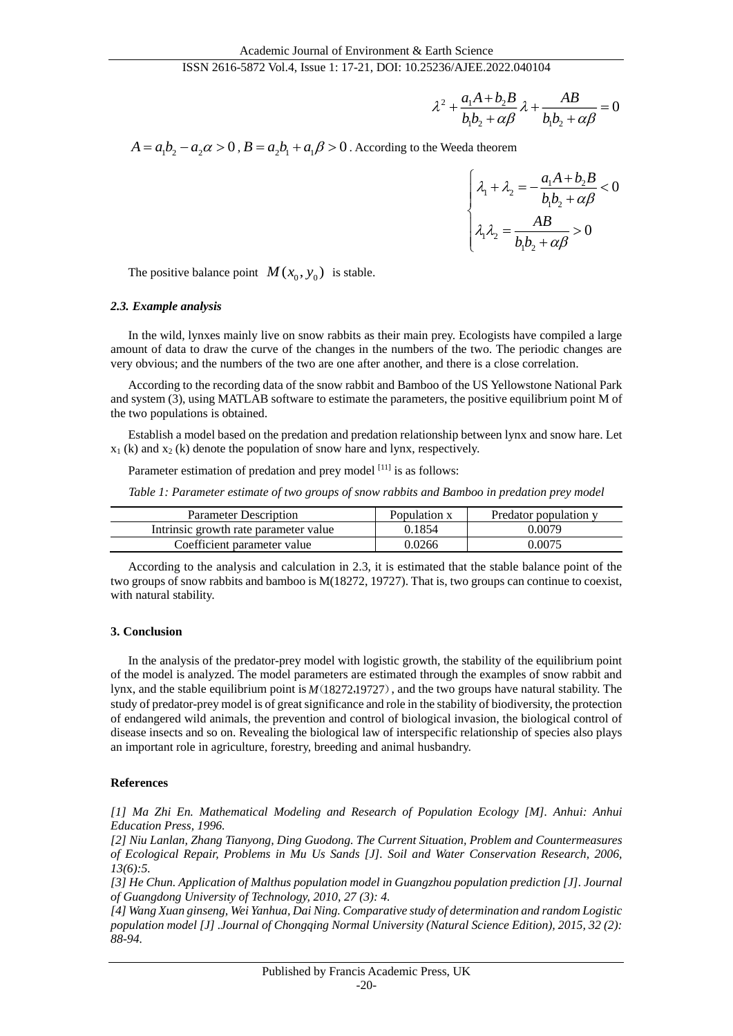$$\lambda^2 + \frac{a_1 A + b_2 B}{b_1 b_2 + \alpha\beta}\lambda + \frac{AB}{b_1 b_2 + \alpha\beta} = 0$$

$A = a_1 b_2 - a_2\alpha > 0$ , $B = a_2 b_1 + a_1\beta > 0$ . According to the Weeda theorem

$$\begin{cases} \lambda_1 + \lambda_2 = -\dfrac{a_1 A + b_2 B}{b_1 b_2 + \alpha\beta} < 0 \\ \lambda_1 \lambda_2 = \dfrac{AB}{b_1 b_2 + \alpha\beta} > 0 \end{cases}$$

The positive balance point $M(x_0, y_0)$ is stable.

### *2.3. Example analysis*

In the wild, lynxes mainly live on snow rabbits as their main prey. Ecologists have compiled a large amount of data to draw the curve of the changes in the numbers of the two. The periodic changes are very obvious; and the numbers of the two are one after another, and there is a close correlation.

According to the recording data of the snow rabbit and Bamboo of the US Yellowstone National Park and system (3), using MATLAB software to estimate the parameters, the positive equilibrium point M of the two populations is obtained.

Establish a model based on the predation and predation relationship between lynx and snow hare. Let $x_1$ (k) and $x_2$ (k) denote the population of snow hare and lynx, respectively.

Parameter estimation of predation and prey model [11] is as follows:

*Table 1: Parameter estimate of two groups of snow rabbits and Bamboo in predation prey model*

| Parameter Description | Population x | Predator population y |
|---|---|---|
| Intrinsic growth rate parameter value | 0.1854 | 0.0079 |
| Coefficient parameter value | 0.0266 | 0.0075 |

According to the analysis and calculation in 2.3, it is estimated that the stable balance point of the two groups of snow rabbits and bamboo is M(18272, 19727). That is, two groups can continue to coexist, with natural stability.

## 3. Conclusion

In the analysis of the predator-prey model with logistic growth, the stability of the equilibrium point of the model is analyzed. The model parameters are estimated through the examples of snow rabbit and lynx, and the stable equilibrium point is $M(18272,19727)$, and the two groups have natural stability. The study of predator-prey model is of great significance and role in the stability of biodiversity, the protection of endangered wild animals, the prevention and control of biological invasion, the biological control of disease insects and so on. Revealing the biological law of interspecific relationship of species also plays an important role in agriculture, forestry, breeding and animal husbandry.

## References

*[1] Ma Zhi En. Mathematical Modeling and Research of Population Ecology [M]. Anhui: Anhui Education Press, 1996.*

*[2] Niu Lanlan, Zhang Tianyong, Ding Guodong. The Current Situation, Problem and Countermeasures of Ecological Repair, Problems in Mu Us Sands [J]. Soil and Water Conservation Research, 2006, 13(6):5.*

*[3] He Chun. Application of Malthus population model in Guangzhou population prediction [J]. Journal of Guangdong University of Technology, 2010, 27 (3): 4.*

*[4] Wang Xuan ginseng, Wei Yanhua, Dai Ning. Comparative study of determination and random Logistic population model [J] .Journal of Chongqing Normal University (Natural Science Edition), 2015, 32 (2): 88-94.*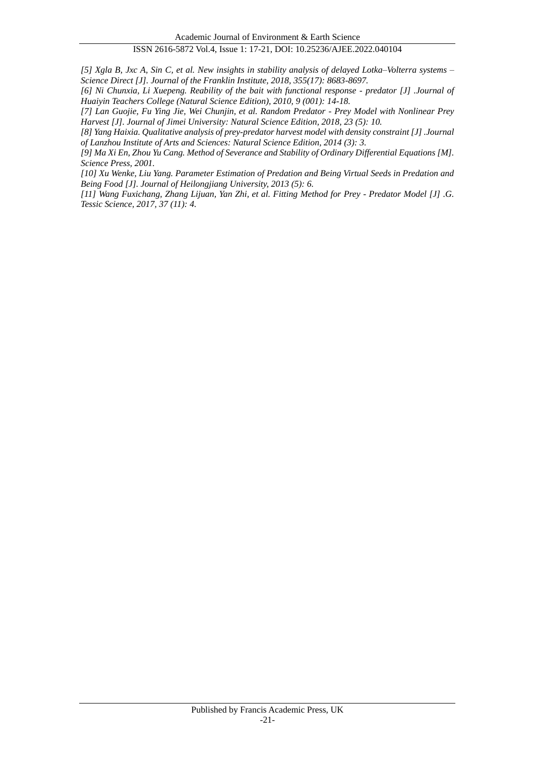*[5] Xgla B, Jxc A, Sin C, et al. New insights in stability analysis of delayed Lotka–Volterra systems – Science Direct [J]. Journal of the Franklin Institute, 2018, 355(17): 8683-8697.*

*[6] Ni Chunxia, Li Xuepeng. Reability of the bait with functional response - predator [J] .Journal of Huaiyin Teachers College (Natural Science Edition), 2010, 9 (001): 14-18.*

*[7] Lan Guojie, Fu Ying Jie, Wei Chunjin, et al. Random Predator - Prey Model with Nonlinear Prey Harvest [J]. Journal of Jimei University: Natural Science Edition, 2018, 23 (5): 10.*

*[8] Yang Haixia. Qualitative analysis of prey-predator harvest model with density constraint [J] .Journal of Lanzhou Institute of Arts and Sciences: Natural Science Edition, 2014 (3): 3.*

*[9] Ma Xi En, Zhou Yu Cang. Method of Severance and Stability of Ordinary Differential Equations [M]. Science Press, 2001.*

*[10] Xu Wenke, Liu Yang. Parameter Estimation of Predation and Being Virtual Seeds in Predation and Being Food [J]. Journal of Heilongjiang University, 2013 (5): 6.*

*[11] Wang Fuxichang, Zhang Lijuan, Yan Zhi, et al. Fitting Method for Prey - Predator Model [J] .G. Tessic Science, 2017, 37 (11): 4.*